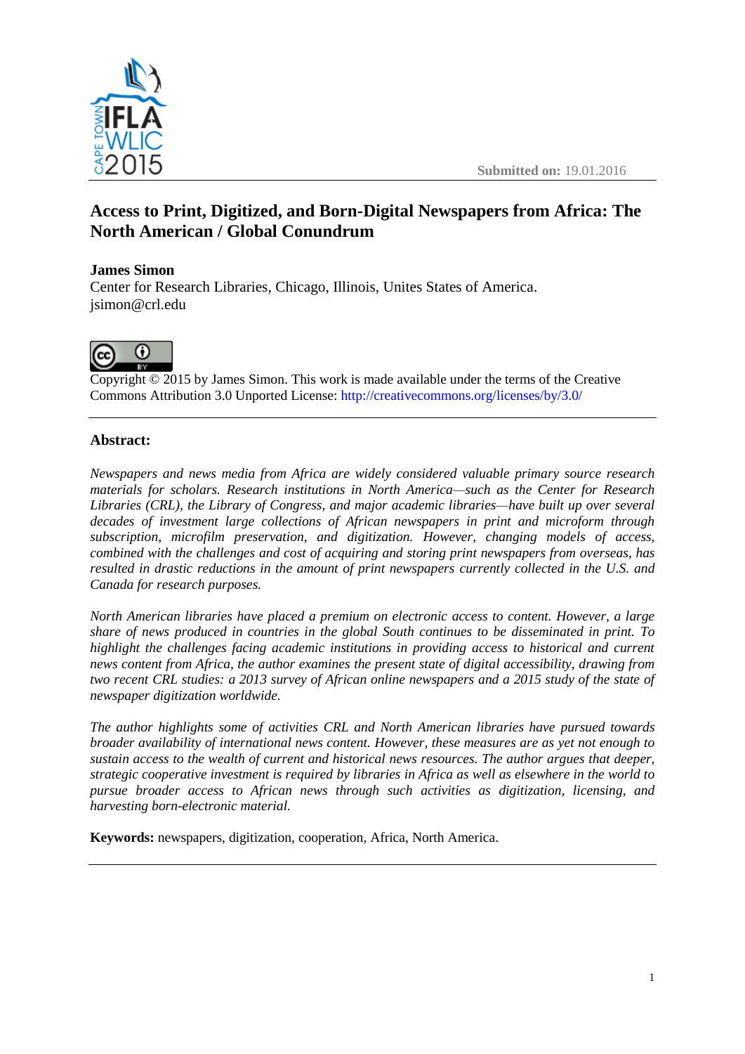Submitted on: 19.01.2016

# Access to Print, Digitized, and Born-Digital Newspapers from Africa: The North American / Global Conundrum

**James Simon**
Center for Research Libraries, Chicago, Illinois, Unites States of America.
jsimon@crl.edu

Copyright © 2015 by James Simon. This work is made available under the terms of the Creative Commons Attribution 3.0 Unported License: http://creativecommons.org/licenses/by/3.0/

---

## Abstract:

*Newspapers and news media from Africa are widely considered valuable primary source research materials for scholars. Research institutions in North America—such as the Center for Research Libraries (CRL), the Library of Congress, and major academic libraries—have built up over several decades of investment large collections of African newspapers in print and microform through subscription, microfilm preservation, and digitization. However, changing models of access, combined with the challenges and cost of acquiring and storing print newspapers from overseas, has resulted in drastic reductions in the amount of print newspapers currently collected in the U.S. and Canada for research purposes.*

*North American libraries have placed a premium on electronic access to content. However, a large share of news produced in countries in the global South continues to be disseminated in print. To highlight the challenges facing academic institutions in providing access to historical and current news content from Africa, the author examines the present state of digital accessibility, drawing from two recent CRL studies: a 2013 survey of African online newspapers and a 2015 study of the state of newspaper digitization worldwide.*

*The author highlights some of activities CRL and North American libraries have pursued towards broader availability of international news content. However, these measures are as yet not enough to sustain access to the wealth of current and historical news resources. The author argues that deeper, strategic cooperative investment is required by libraries in Africa as well as elsewhere in the world to pursue broader access to African news through such activities as digitization, licensing, and harvesting born-electronic material.*

**Keywords:** newspapers, digitization, cooperation, Africa, North America.

---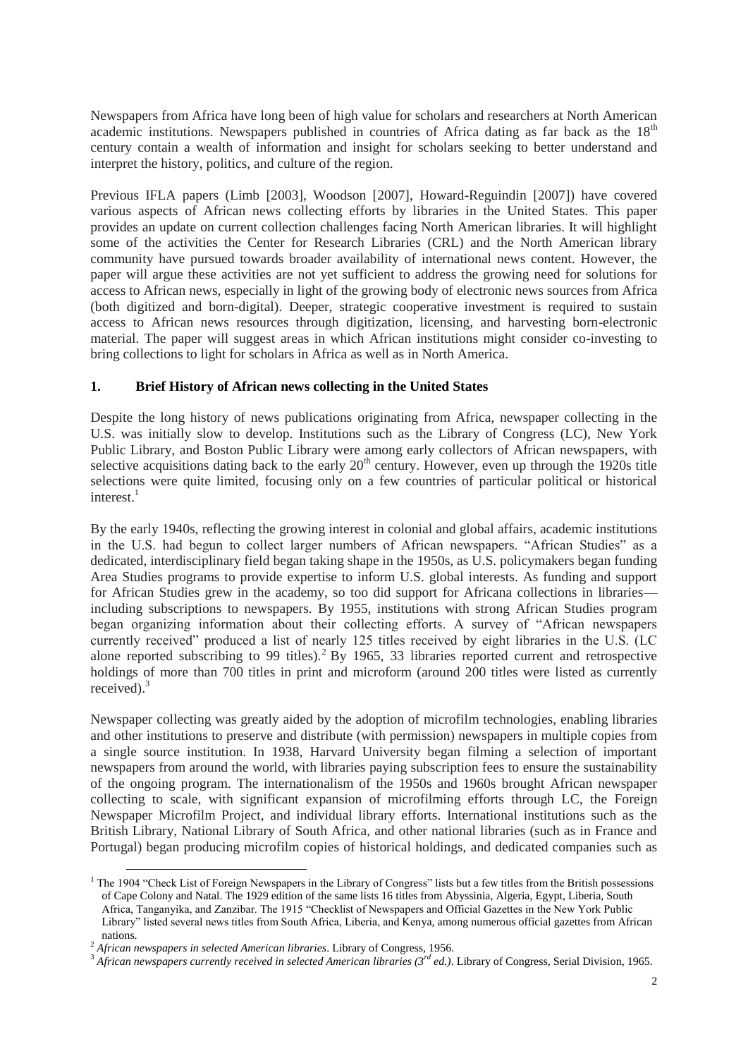Newspapers from Africa have long been of high value for scholars and researchers at North American academic institutions. Newspapers published in countries of Africa dating as far back as the 18th century contain a wealth of information and insight for scholars seeking to better understand and interpret the history, politics, and culture of the region.

Previous IFLA papers (Limb [2003], Woodson [2007], Howard-Reguindin [2007]) have covered various aspects of African news collecting efforts by libraries in the United States. This paper provides an update on current collection challenges facing North American libraries. It will highlight some of the activities the Center for Research Libraries (CRL) and the North American library community have pursued towards broader availability of international news content. However, the paper will argue these activities are not yet sufficient to address the growing need for solutions for access to African news, especially in light of the growing body of electronic news sources from Africa (both digitized and born-digital). Deeper, strategic cooperative investment is required to sustain access to African news resources through digitization, licensing, and harvesting born-electronic material. The paper will suggest areas in which African institutions might consider co-investing to bring collections to light for scholars in Africa as well as in North America.

## 1. Brief History of African news collecting in the United States

Despite the long history of news publications originating from Africa, newspaper collecting in the U.S. was initially slow to develop. Institutions such as the Library of Congress (LC), New York Public Library, and Boston Public Library were among early collectors of African newspapers, with selective acquisitions dating back to the early 20th century. However, even up through the 1920s title selections were quite limited, focusing only on a few countries of particular political or historical interest.[1]

By the early 1940s, reflecting the growing interest in colonial and global affairs, academic institutions in the U.S. had begun to collect larger numbers of African newspapers. "African Studies" as a dedicated, interdisciplinary field began taking shape in the 1950s, as U.S. policymakers began funding Area Studies programs to provide expertise to inform U.S. global interests. As funding and support for African Studies grew in the academy, so too did support for Africana collections in libraries—including subscriptions to newspapers. By 1955, institutions with strong African Studies program began organizing information about their collecting efforts. A survey of "African newspapers currently received" produced a list of nearly 125 titles received by eight libraries in the U.S. (LC alone reported subscribing to 99 titles).[2] By 1965, 33 libraries reported current and retrospective holdings of more than 700 titles in print and microform (around 200 titles were listed as currently received).[3]

Newspaper collecting was greatly aided by the adoption of microfilm technologies, enabling libraries and other institutions to preserve and distribute (with permission) newspapers in multiple copies from a single source institution. In 1938, Harvard University began filming a selection of important newspapers from around the world, with libraries paying subscription fees to ensure the sustainability of the ongoing program. The internationalism of the 1950s and 1960s brought African newspaper collecting to scale, with significant expansion of microfilming efforts through LC, the Foreign Newspaper Microfilm Project, and individual library efforts. International institutions such as the British Library, National Library of South Africa, and other national libraries (such as in France and Portugal) began producing microfilm copies of historical holdings, and dedicated companies such as

---

[1] The 1904 "Check List of Foreign Newspapers in the Library of Congress" lists but a few titles from the British possessions of Cape Colony and Natal. The 1929 edition of the same lists 16 titles from Abyssinia, Algeria, Egypt, Liberia, South Africa, Tanganyika, and Zanzibar. The 1915 "Checklist of Newspapers and Official Gazettes in the New York Public Library" listed several news titles from South Africa, Liberia, and Kenya, among numerous official gazettes from African nations.

[2] *African newspapers in selected American libraries*. Library of Congress, 1956.

[3] *African newspapers currently received in selected American libraries (3rd ed.)*. Library of Congress, Serial Division, 1965.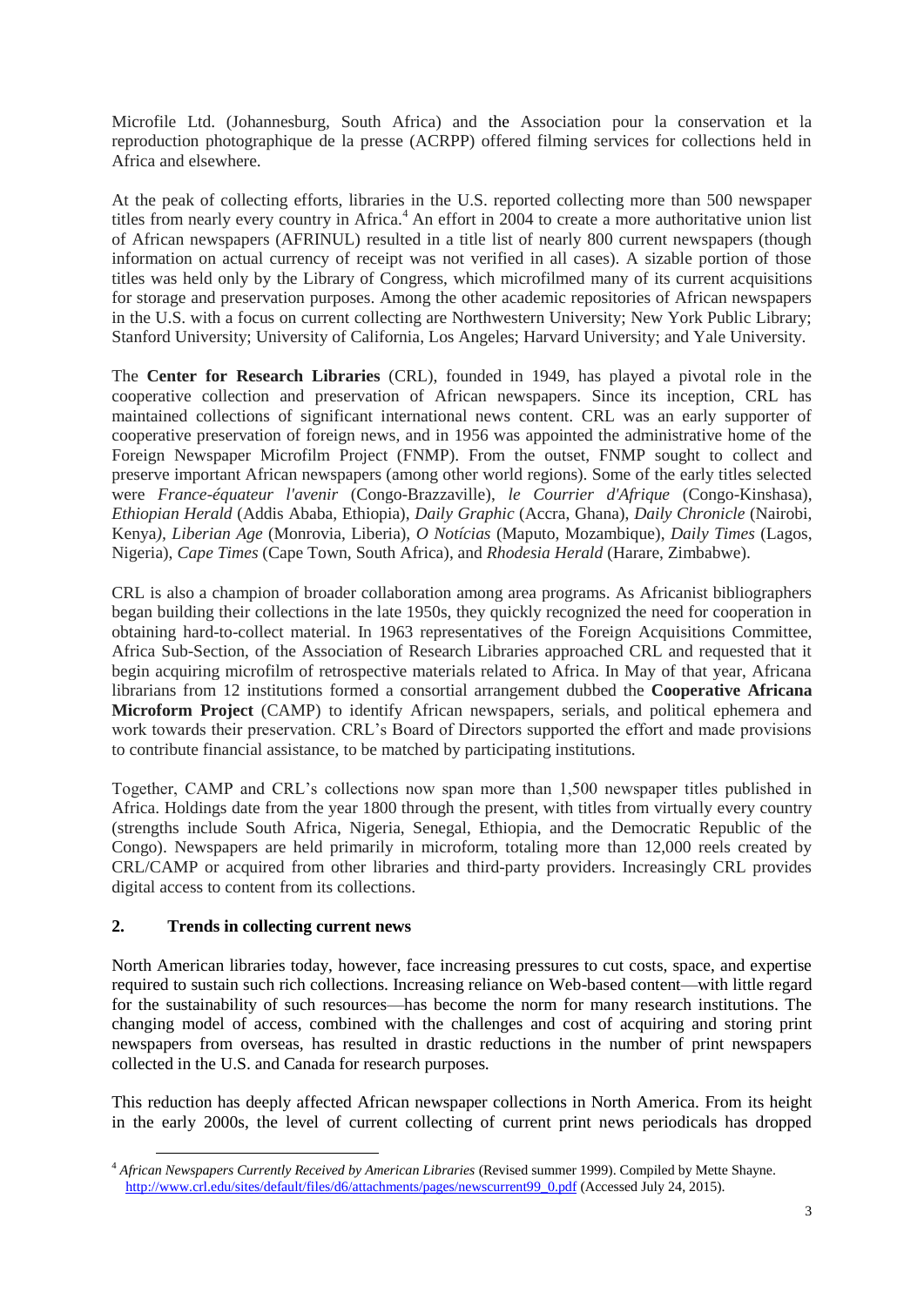Microfile Ltd. (Johannesburg, South Africa) and the Association pour la conservation et la reproduction photographique de la presse (ACRPP) offered filming services for collections held in Africa and elsewhere.

At the peak of collecting efforts, libraries in the U.S. reported collecting more than 500 newspaper titles from nearly every country in Africa.[4] An effort in 2004 to create a more authoritative union list of African newspapers (AFRINUL) resulted in a title list of nearly 800 current newspapers (though information on actual currency of receipt was not verified in all cases). A sizable portion of those titles was held only by the Library of Congress, which microfilmed many of its current acquisitions for storage and preservation purposes. Among the other academic repositories of African newspapers in the U.S. with a focus on current collecting are Northwestern University; New York Public Library; Stanford University; University of California, Los Angeles; Harvard University; and Yale University.

The **Center for Research Libraries** (CRL), founded in 1949, has played a pivotal role in the cooperative collection and preservation of African newspapers. Since its inception, CRL has maintained collections of significant international news content. CRL was an early supporter of cooperative preservation of foreign news, and in 1956 was appointed the administrative home of the Foreign Newspaper Microfilm Project (FNMP). From the outset, FNMP sought to collect and preserve important African newspapers (among other world regions). Some of the early titles selected were *France-équateur l'avenir* (Congo-Brazzaville), *le Courrier d'Afrique* (Congo-Kinshasa), *Ethiopian Herald* (Addis Ababa, Ethiopia), *Daily Graphic* (Accra, Ghana), *Daily Chronicle* (Nairobi, Kenya), *Liberian Age* (Monrovia, Liberia), *O Notícias* (Maputo, Mozambique), *Daily Times* (Lagos, Nigeria), *Cape Times* (Cape Town, South Africa), and *Rhodesia Herald* (Harare, Zimbabwe).

CRL is also a champion of broader collaboration among area programs. As Africanist bibliographers began building their collections in the late 1950s, they quickly recognized the need for cooperation in obtaining hard-to-collect material. In 1963 representatives of the Foreign Acquisitions Committee, Africa Sub-Section, of the Association of Research Libraries approached CRL and requested that it begin acquiring microfilm of retrospective materials related to Africa. In May of that year, Africana librarians from 12 institutions formed a consortial arrangement dubbed the **Cooperative Africana Microform Project** (CAMP) to identify African newspapers, serials, and political ephemera and work towards their preservation. CRL's Board of Directors supported the effort and made provisions to contribute financial assistance, to be matched by participating institutions.

Together, CAMP and CRL's collections now span more than 1,500 newspaper titles published in Africa. Holdings date from the year 1800 through the present, with titles from virtually every country (strengths include South Africa, Nigeria, Senegal, Ethiopia, and the Democratic Republic of the Congo). Newspapers are held primarily in microform, totaling more than 12,000 reels created by CRL/CAMP or acquired from other libraries and third-party providers. Increasingly CRL provides digital access to content from its collections.

## 2. Trends in collecting current news

North American libraries today, however, face increasing pressures to cut costs, space, and expertise required to sustain such rich collections. Increasing reliance on Web-based content—with little regard for the sustainability of such resources—has become the norm for many research institutions. The changing model of access, combined with the challenges and cost of acquiring and storing print newspapers from overseas, has resulted in drastic reductions in the number of print newspapers collected in the U.S. and Canada for research purposes.

This reduction has deeply affected African newspaper collections in North America. From its height in the early 2000s, the level of current collecting of current print news periodicals has dropped

[4] *African Newspapers Currently Received by American Libraries* (Revised summer 1999). Compiled by Mette Shayne. http://www.crl.edu/sites/default/files/d6/attachments/pages/newscurrent99_0.pdf (Accessed July 24, 2015).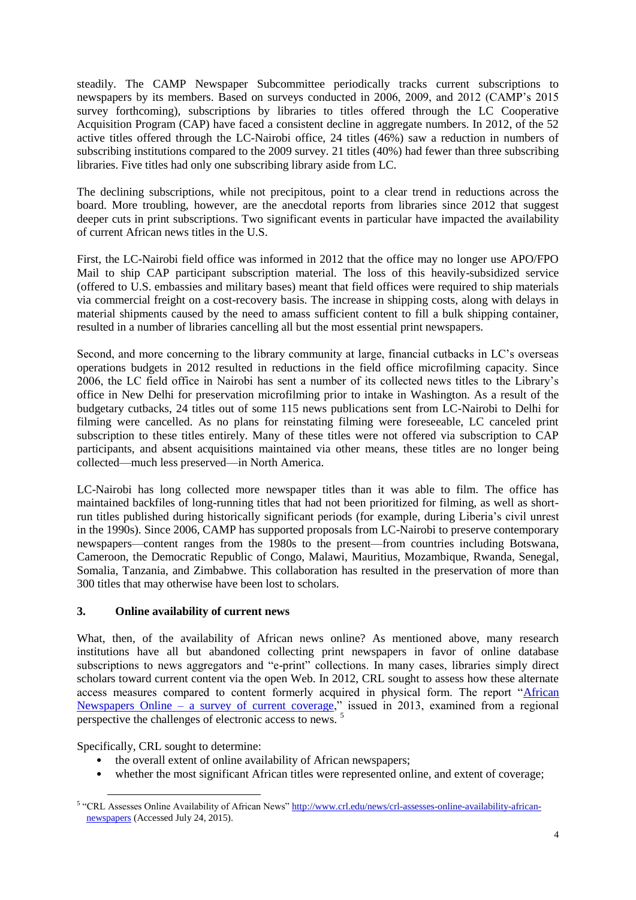steadily. The CAMP Newspaper Subcommittee periodically tracks current subscriptions to newspapers by its members. Based on surveys conducted in 2006, 2009, and 2012 (CAMP's 2015 survey forthcoming), subscriptions by libraries to titles offered through the LC Cooperative Acquisition Program (CAP) have faced a consistent decline in aggregate numbers. In 2012, of the 52 active titles offered through the LC-Nairobi office, 24 titles (46%) saw a reduction in numbers of subscribing institutions compared to the 2009 survey. 21 titles (40%) had fewer than three subscribing libraries. Five titles had only one subscribing library aside from LC.

The declining subscriptions, while not precipitous, point to a clear trend in reductions across the board. More troubling, however, are the anecdotal reports from libraries since 2012 that suggest deeper cuts in print subscriptions. Two significant events in particular have impacted the availability of current African news titles in the U.S.

First, the LC-Nairobi field office was informed in 2012 that the office may no longer use APO/FPO Mail to ship CAP participant subscription material. The loss of this heavily-subsidized service (offered to U.S. embassies and military bases) meant that field offices were required to ship materials via commercial freight on a cost-recovery basis. The increase in shipping costs, along with delays in material shipments caused by the need to amass sufficient content to fill a bulk shipping container, resulted in a number of libraries cancelling all but the most essential print newspapers.

Second, and more concerning to the library community at large, financial cutbacks in LC's overseas operations budgets in 2012 resulted in reductions in the field office microfilming capacity. Since 2006, the LC field office in Nairobi has sent a number of its collected news titles to the Library's office in New Delhi for preservation microfilming prior to intake in Washington. As a result of the budgetary cutbacks, 24 titles out of some 115 news publications sent from LC-Nairobi to Delhi for filming were cancelled. As no plans for reinstating filming were foreseeable, LC canceled print subscription to these titles entirely. Many of these titles were not offered via subscription to CAP participants, and absent acquisitions maintained via other means, these titles are no longer being collected—much less preserved—in North America.

LC-Nairobi has long collected more newspaper titles than it was able to film. The office has maintained backfiles of long-running titles that had not been prioritized for filming, as well as short-run titles published during historically significant periods (for example, during Liberia's civil unrest in the 1990s). Since 2006, CAMP has supported proposals from LC-Nairobi to preserve contemporary newspapers—content ranges from the 1980s to the present—from countries including Botswana, Cameroon, the Democratic Republic of Congo, Malawi, Mauritius, Mozambique, Rwanda, Senegal, Somalia, Tanzania, and Zimbabwe. This collaboration has resulted in the preservation of more than 300 titles that may otherwise have been lost to scholars.

### 3. Online availability of current news

What, then, of the availability of African news online? As mentioned above, many research institutions have all but abandoned collecting print newspapers in favor of online database subscriptions to news aggregators and "e-print" collections. In many cases, libraries simply direct scholars toward current content via the open Web. In 2012, CRL sought to assess how these alternate access measures compared to content formerly acquired in physical form. The report "African Newspapers Online – a survey of current coverage," issued in 2013, examined from a regional perspective the challenges of electronic access to news. [5]

Specifically, CRL sought to determine:

- the overall extent of online availability of African newspapers;
- whether the most significant African titles were represented online, and extent of coverage;

---

[5] "CRL Assesses Online Availability of African News" http://www.crl.edu/news/crl-assesses-online-availability-african-newspapers (Accessed July 24, 2015).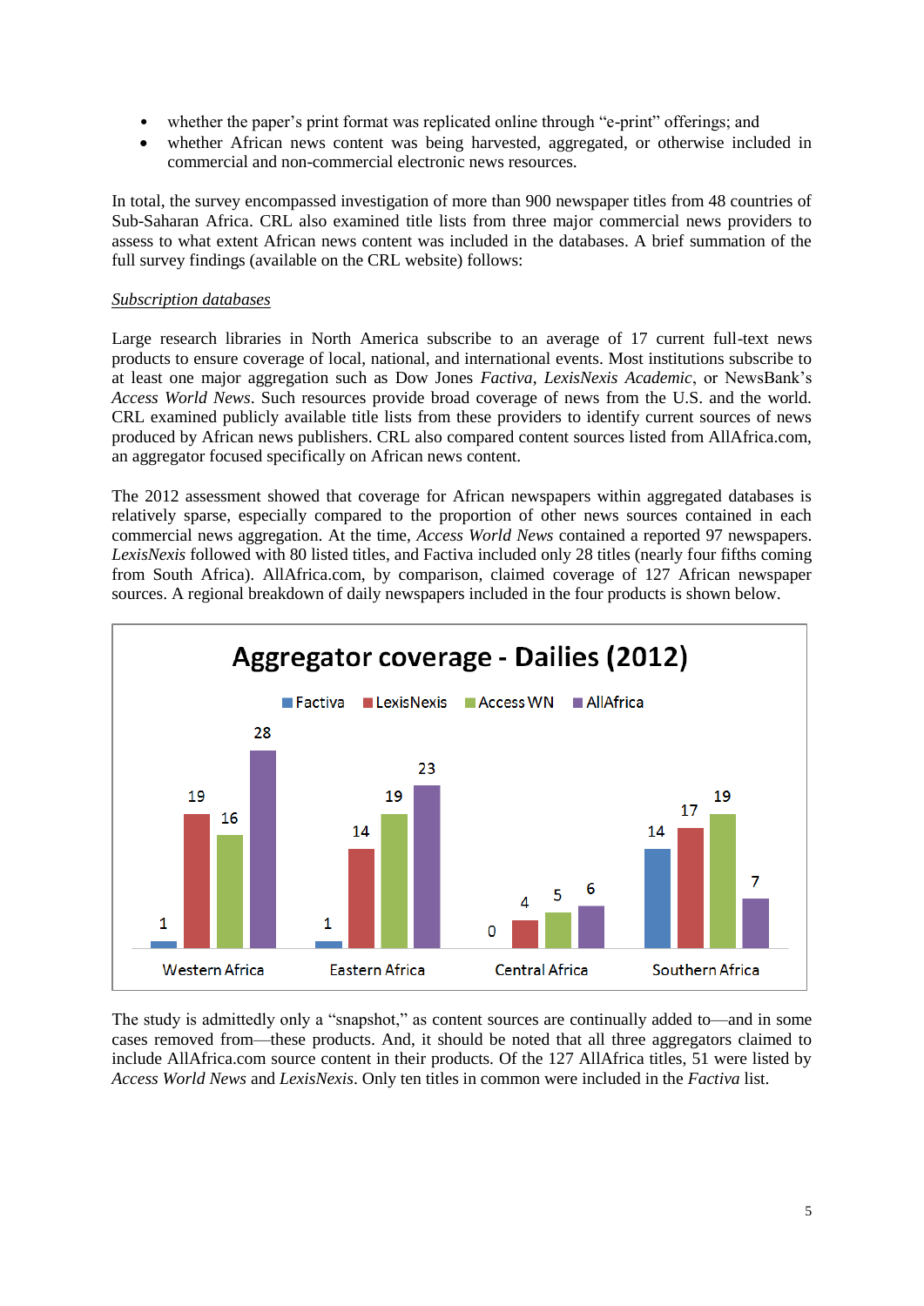- whether the paper's print format was replicated online through "e-print" offerings; and
- whether African news content was being harvested, aggregated, or otherwise included in commercial and non-commercial electronic news resources.

In total, the survey encompassed investigation of more than 900 newspaper titles from 48 countries of Sub-Saharan Africa. CRL also examined title lists from three major commercial news providers to assess to what extent African news content was included in the databases. A brief summation of the full survey findings (available on the CRL website) follows:

*Subscription databases*

Large research libraries in North America subscribe to an average of 17 current full-text news products to ensure coverage of local, national, and international events. Most institutions subscribe to at least one major aggregation such as Dow Jones *Factiva*, *LexisNexis Academic*, or NewsBank's *Access World News*. Such resources provide broad coverage of news from the U.S. and the world. CRL examined publicly available title lists from these providers to identify current sources of news produced by African news publishers. CRL also compared content sources listed from AllAfrica.com, an aggregator focused specifically on African news content.

The 2012 assessment showed that coverage for African newspapers within aggregated databases is relatively sparse, especially compared to the proportion of other news sources contained in each commercial news aggregation. At the time, *Access World News* contained a reported 97 newspapers. *LexisNexis* followed with 80 listed titles, and Factiva included only 28 titles (nearly four fifths coming from South Africa). AllAfrica.com, by comparison, claimed coverage of 127 African newspaper sources. A regional breakdown of daily newspapers included in the four products is shown below.

**Aggregator coverage - Dailies (2012)**

| | Factiva | LexisNexis | Access WN | AllAfrica |
|---|---|---|---|---|
| Western Africa | 1 | 19 | 16 | 28 |
| Eastern Africa | 1 | 14 | 19 | 23 |
| Central Africa | 0 | 4 | 5 | 6 |
| Southern Africa | 14 | 17 | 19 | 7 |

The study is admittedly only a "snapshot," as content sources are continually added to—and in some cases removed from—these products. And, it should be noted that all three aggregators claimed to include AllAfrica.com source content in their products. Of the 127 AllAfrica titles, 51 were listed by *Access World News* and *LexisNexis*. Only ten titles in common were included in the *Factiva* list.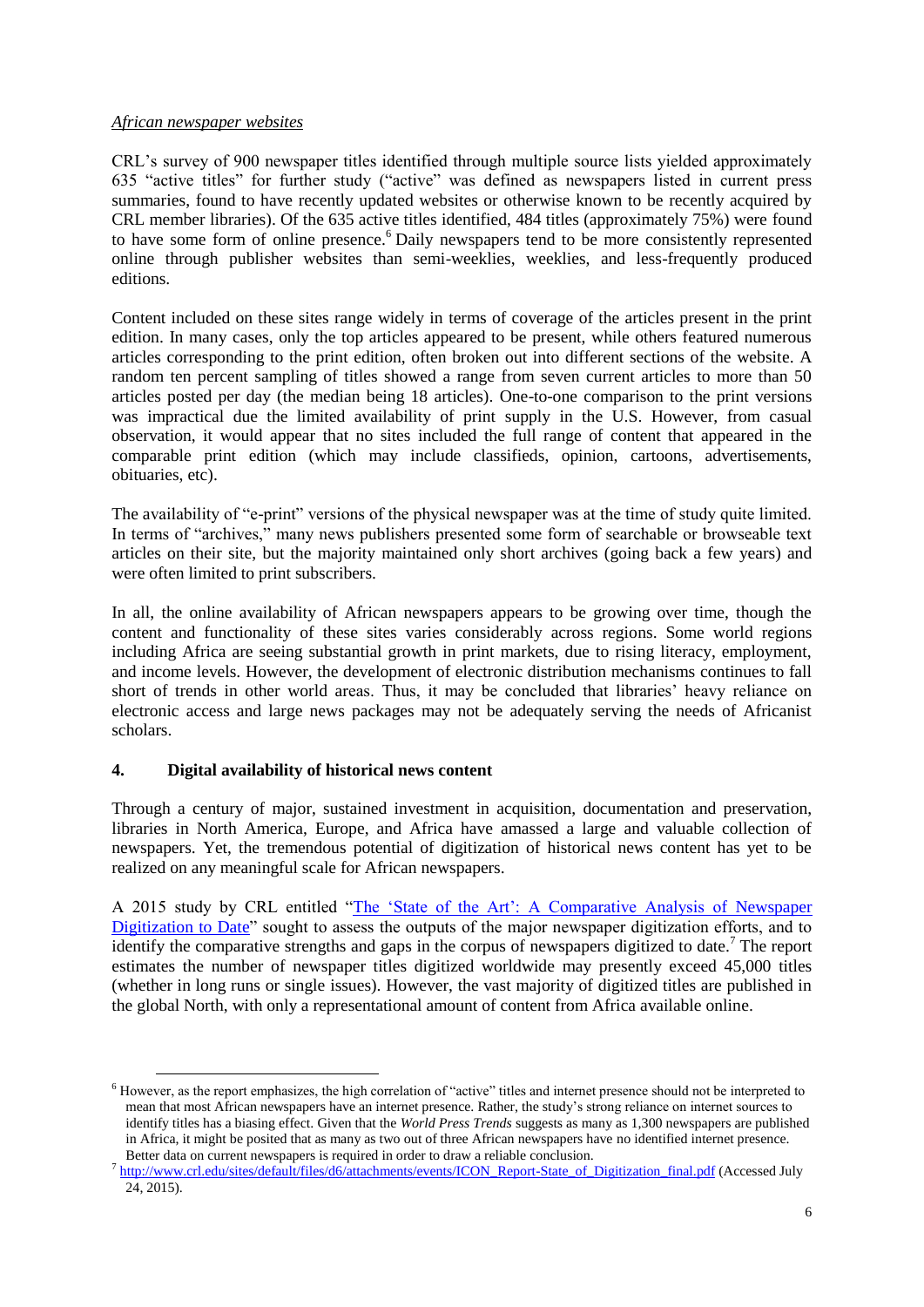*African newspaper websites*

CRL's survey of 900 newspaper titles identified through multiple source lists yielded approximately 635 "active titles" for further study ("active" was defined as newspapers listed in current press summaries, found to have recently updated websites or otherwise known to be recently acquired by CRL member libraries). Of the 635 active titles identified, 484 titles (approximately 75%) were found to have some form of online presence.[6] Daily newspapers tend to be more consistently represented online through publisher websites than semi-weeklies, weeklies, and less-frequently produced editions.

Content included on these sites range widely in terms of coverage of the articles present in the print edition. In many cases, only the top articles appeared to be present, while others featured numerous articles corresponding to the print edition, often broken out into different sections of the website. A random ten percent sampling of titles showed a range from seven current articles to more than 50 articles posted per day (the median being 18 articles). One-to-one comparison to the print versions was impractical due the limited availability of print supply in the U.S. However, from casual observation, it would appear that no sites included the full range of content that appeared in the comparable print edition (which may include classifieds, opinion, cartoons, advertisements, obituaries, etc).

The availability of "e-print" versions of the physical newspaper was at the time of study quite limited. In terms of "archives," many news publishers presented some form of searchable or browseable text articles on their site, but the majority maintained only short archives (going back a few years) and were often limited to print subscribers.

In all, the online availability of African newspapers appears to be growing over time, though the content and functionality of these sites varies considerably across regions. Some world regions including Africa are seeing substantial growth in print markets, due to rising literacy, employment, and income levels. However, the development of electronic distribution mechanisms continues to fall short of trends in other world areas. Thus, it may be concluded that libraries' heavy reliance on electronic access and large news packages may not be adequately serving the needs of Africanist scholars.

## 4. Digital availability of historical news content

Through a century of major, sustained investment in acquisition, documentation and preservation, libraries in North America, Europe, and Africa have amassed a large and valuable collection of newspapers. Yet, the tremendous potential of digitization of historical news content has yet to be realized on any meaningful scale for African newspapers.

A 2015 study by CRL entitled "The 'State of the Art': A Comparative Analysis of Newspaper Digitization to Date" sought to assess the outputs of the major newspaper digitization efforts, and to identify the comparative strengths and gaps in the corpus of newspapers digitized to date.[7] The report estimates the number of newspaper titles digitized worldwide may presently exceed 45,000 titles (whether in long runs or single issues). However, the vast majority of digitized titles are published in the global North, with only a representational amount of content from Africa available online.

---

[6] However, as the report emphasizes, the high correlation of "active" titles and internet presence should not be interpreted to mean that most African newspapers have an internet presence. Rather, the study's strong reliance on internet sources to identify titles has a biasing effect. Given that the *World Press Trends* suggests as many as 1,300 newspapers are published in Africa, it might be posited that as many as two out of three African newspapers have no identified internet presence. Better data on current newspapers is required in order to draw a reliable conclusion.

[7] http://www.crl.edu/sites/default/files/d6/attachments/events/ICON_Report-State_of_Digitization_final.pdf (Accessed July 24, 2015).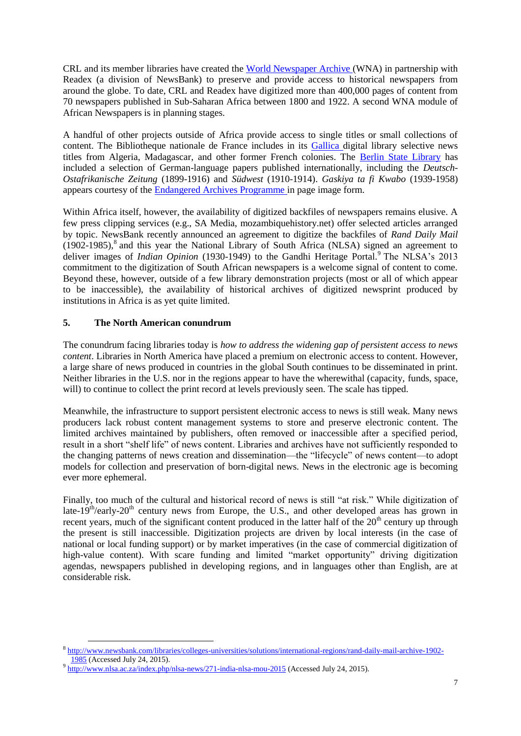CRL and its member libraries have created the [World Newspaper Archive](#) (WNA) in partnership with Readex (a division of NewsBank) to preserve and provide access to historical newspapers from around the globe. To date, CRL and Readex have digitized more than 400,000 pages of content from 70 newspapers published in Sub-Saharan Africa between 1800 and 1922. A second WNA module of African Newspapers is in planning stages.

A handful of other projects outside of Africa provide access to single titles or small collections of content. The Bibliotheque nationale de France includes in its [Gallica](#) digital library selective news titles from Algeria, Madagascar, and other former French colonies. The [Berlin State Library](#) has included a selection of German-language papers published internationally, including the *Deutsch-Ostafrikanische Zeitung* (1899-1916) and *Südwest* (1910-1914). *Gaskiya ta fi Kwabo* (1939-1958) appears courtesy of the [Endangered Archives Programme](#) in page image form.

Within Africa itself, however, the availability of digitized backfiles of newspapers remains elusive. A few press clipping services (e.g., SA Media, mozambiquehistory.net) offer selected articles arranged by topic. NewsBank recently announced an agreement to digitize the backfiles of *Rand Daily Mail* (1902-1985),[8] and this year the National Library of South Africa (NLSA) signed an agreement to deliver images of *Indian Opinion* (1930-1949) to the Gandhi Heritage Portal.[9] The NLSA's 2013 commitment to the digitization of South African newspapers is a welcome signal of content to come. Beyond these, however, outside of a few library demonstration projects (most or all of which appear to be inaccessible), the availability of historical archives of digitized newsprint produced by institutions in Africa is as yet quite limited.

## 5. The North American conundrum

The conundrum facing libraries today is *how to address the widening gap of persistent access to news content*. Libraries in North America have placed a premium on electronic access to content. However, a large share of news produced in countries in the global South continues to be disseminated in print. Neither libraries in the U.S. nor in the regions appear to have the wherewithal (capacity, funds, space, will) to continue to collect the print record at levels previously seen. The scale has tipped.

Meanwhile, the infrastructure to support persistent electronic access to news is still weak. Many news producers lack robust content management systems to store and preserve electronic content. The limited archives maintained by publishers, often removed or inaccessible after a specified period, result in a short "shelf life" of news content. Libraries and archives have not sufficiently responded to the changing patterns of news creation and dissemination—the "lifecycle" of news content—to adopt models for collection and preservation of born-digital news. News in the electronic age is becoming ever more ephemeral.

Finally, too much of the cultural and historical record of news is still "at risk." While digitization of late-19th/early-20th century news from Europe, the U.S., and other developed areas has grown in recent years, much of the significant content produced in the latter half of the 20th century up through the present is still inaccessible. Digitization projects are driven by local interests (in the case of national or local funding support) or by market imperatives (in the case of commercial digitization of high-value content). With scare funding and limited "market opportunity" driving digitization agendas, newspapers published in developing regions, and in languages other than English, are at considerable risk.

---

[8] http://www.newsbank.com/libraries/colleges-universities/solutions/international-regions/rand-daily-mail-archive-1902-1985 (Accessed July 24, 2015).

[9] http://www.nlsa.ac.za/index.php/nlsa-news/271-india-nlsa-mou-2015 (Accessed July 24, 2015).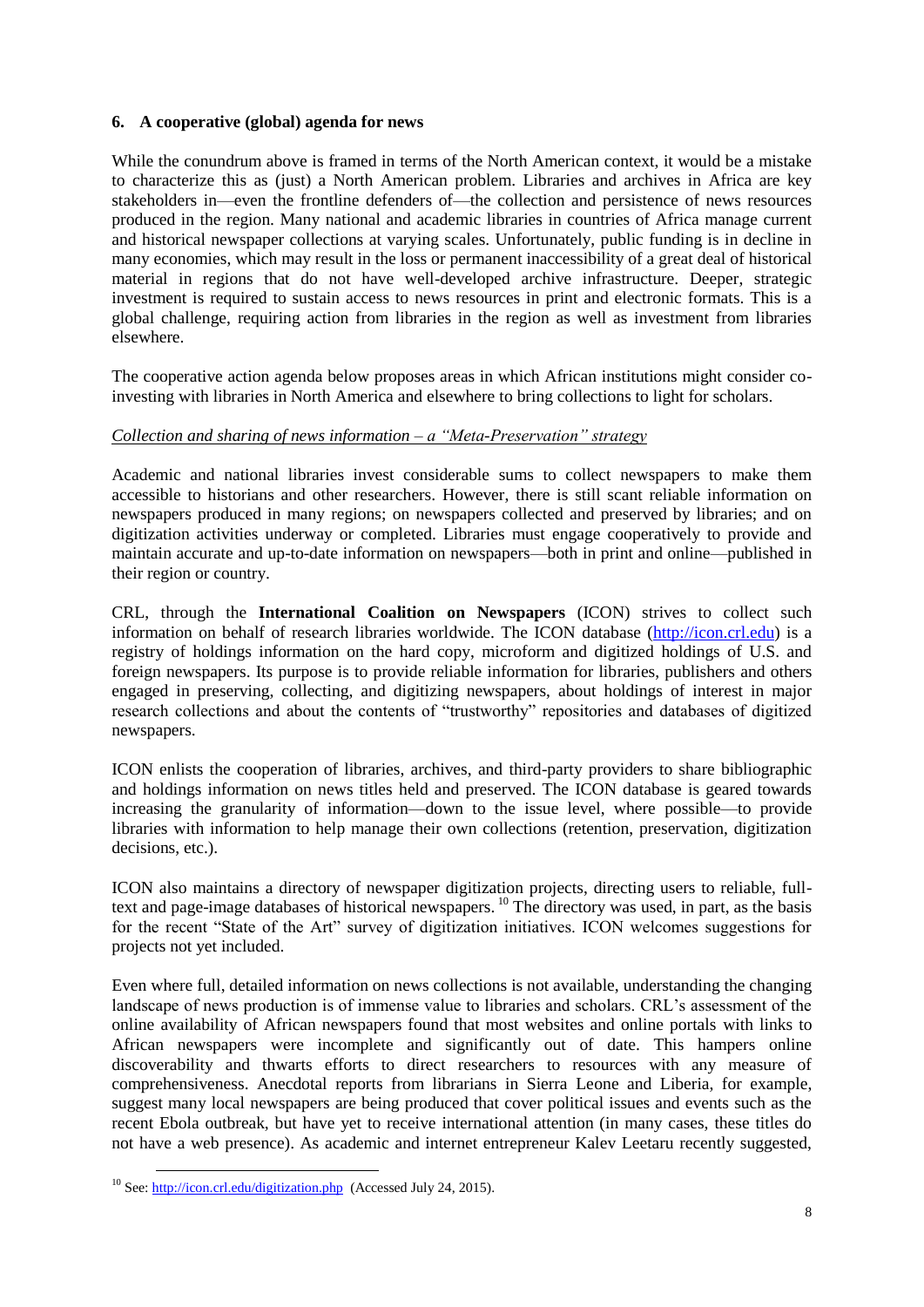## 6. A cooperative (global) agenda for news

While the conundrum above is framed in terms of the North American context, it would be a mistake to characterize this as (just) a North American problem. Libraries and archives in Africa are key stakeholders in—even the frontline defenders of—the collection and persistence of news resources produced in the region. Many national and academic libraries in countries of Africa manage current and historical newspaper collections at varying scales. Unfortunately, public funding is in decline in many economies, which may result in the loss or permanent inaccessibility of a great deal of historical material in regions that do not have well-developed archive infrastructure. Deeper, strategic investment is required to sustain access to news resources in print and electronic formats. This is a global challenge, requiring action from libraries in the region as well as investment from libraries elsewhere.

The cooperative action agenda below proposes areas in which African institutions might consider co-investing with libraries in North America and elsewhere to bring collections to light for scholars.

*Collection and sharing of news information – a "Meta-Preservation" strategy*

Academic and national libraries invest considerable sums to collect newspapers to make them accessible to historians and other researchers. However, there is still scant reliable information on newspapers produced in many regions; on newspapers collected and preserved by libraries; and on digitization activities underway or completed. Libraries must engage cooperatively to provide and maintain accurate and up-to-date information on newspapers—both in print and online—published in their region or country.

CRL, through the **International Coalition on Newspapers** (ICON) strives to collect such information on behalf of research libraries worldwide. The ICON database (http://icon.crl.edu) is a registry of holdings information on the hard copy, microform and digitized holdings of U.S. and foreign newspapers. Its purpose is to provide reliable information for libraries, publishers and others engaged in preserving, collecting, and digitizing newspapers, about holdings of interest in major research collections and about the contents of "trustworthy" repositories and databases of digitized newspapers.

ICON enlists the cooperation of libraries, archives, and third-party providers to share bibliographic and holdings information on news titles held and preserved. The ICON database is geared towards increasing the granularity of information—down to the issue level, where possible—to provide libraries with information to help manage their own collections (retention, preservation, digitization decisions, etc.).

ICON also maintains a directory of newspaper digitization projects, directing users to reliable, full-text and page-image databases of historical newspapers.[10] The directory was used, in part, as the basis for the recent "State of the Art" survey of digitization initiatives. ICON welcomes suggestions for projects not yet included.

Even where full, detailed information on news collections is not available, understanding the changing landscape of news production is of immense value to libraries and scholars. CRL's assessment of the online availability of African newspapers found that most websites and online portals with links to African newspapers were incomplete and significantly out of date. This hampers online discoverability and thwarts efforts to direct researchers to resources with any measure of comprehensiveness. Anecdotal reports from librarians in Sierra Leone and Liberia, for example, suggest many local newspapers are being produced that cover political issues and events such as the recent Ebola outbreak, but have yet to receive international attention (in many cases, these titles do not have a web presence). As academic and internet entrepreneur Kalev Leetaru recently suggested,

[10] See: http://icon.crl.edu/digitization.php (Accessed July 24, 2015).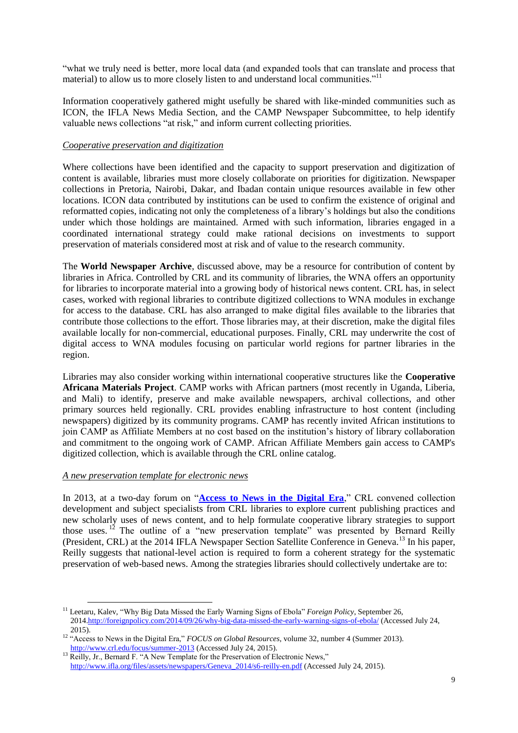"what we truly need is better, more local data (and expanded tools that can translate and process that material) to allow us to more closely listen to and understand local communities."[11]

Information cooperatively gathered might usefully be shared with like-minded communities such as ICON, the IFLA News Media Section, and the CAMP Newspaper Subcommittee, to help identify valuable news collections "at risk," and inform current collecting priorities.

*Cooperative preservation and digitization*

Where collections have been identified and the capacity to support preservation and digitization of content is available, libraries must more closely collaborate on priorities for digitization. Newspaper collections in Pretoria, Nairobi, Dakar, and Ibadan contain unique resources available in few other locations. ICON data contributed by institutions can be used to confirm the existence of original and reformatted copies, indicating not only the completeness of a library's holdings but also the conditions under which those holdings are maintained. Armed with such information, libraries engaged in a coordinated international strategy could make rational decisions on investments to support preservation of materials considered most at risk and of value to the research community.

The **World Newspaper Archive**, discussed above, may be a resource for contribution of content by libraries in Africa. Controlled by CRL and its community of libraries, the WNA offers an opportunity for libraries to incorporate material into a growing body of historical news content. CRL has, in select cases, worked with regional libraries to contribute digitized collections to WNA modules in exchange for access to the database. CRL has also arranged to make digital files available to the libraries that contribute those collections to the effort. Those libraries may, at their discretion, make the digital files available locally for non-commercial, educational purposes. Finally, CRL may underwrite the cost of digital access to WNA modules focusing on particular world regions for partner libraries in the region.

Libraries may also consider working within international cooperative structures like the **Cooperative Africana Materials Project**. CAMP works with African partners (most recently in Uganda, Liberia, and Mali) to identify, preserve and make available newspapers, archival collections, and other primary sources held regionally. CRL provides enabling infrastructure to host content (including newspapers) digitized by its community programs. CAMP has recently invited African institutions to join CAMP as Affiliate Members at no cost based on the institution's history of library collaboration and commitment to the ongoing work of CAMP. African Affiliate Members gain access to CAMP's digitized collection, which is available through the CRL online catalog.

*A new preservation template for electronic news*

In 2013, at a two-day forum on "**Access to News in the Digital Era**," CRL convened collection development and subject specialists from CRL libraries to explore current publishing practices and new scholarly uses of news content, and to help formulate cooperative library strategies to support those uses.[12] The outline of a "new preservation template" was presented by Bernard Reilly (President, CRL) at the 2014 IFLA Newspaper Section Satellite Conference in Geneva.[13] In his paper, Reilly suggests that national-level action is required to form a coherent strategy for the systematic preservation of web-based news. Among the strategies libraries should collectively undertake are to:

---

[11] Leetaru, Kalev, "Why Big Data Missed the Early Warning Signs of Ebola" *Foreign Policy*, September 26, 2014.http://foreignpolicy.com/2014/09/26/why-big-data-missed-the-early-warning-signs-of-ebola/ (Accessed July 24, 2015).

[12] "Access to News in the Digital Era," *FOCUS on Global Resources*, volume 32, number 4 (Summer 2013). http://www.crl.edu/focus/summer-2013 (Accessed July 24, 2015).

[13] Reilly, Jr., Bernard F. "A New Template for the Preservation of Electronic News," http://www.ifla.org/files/assets/newspapers/Geneva_2014/s6-reilly-en.pdf (Accessed July 24, 2015).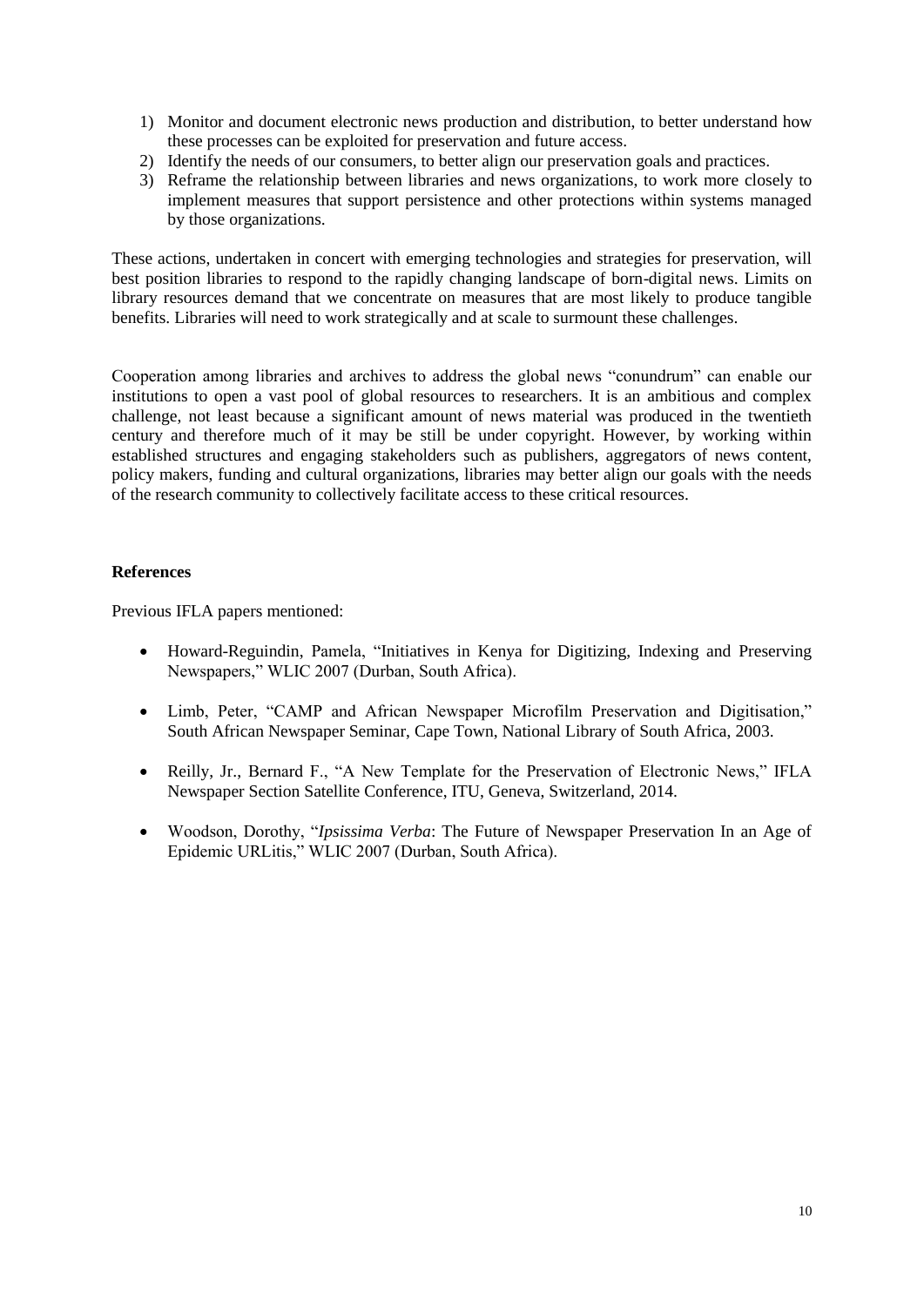1) Monitor and document electronic news production and distribution, to better understand how these processes can be exploited for preservation and future access.
2) Identify the needs of our consumers, to better align our preservation goals and practices.
3) Reframe the relationship between libraries and news organizations, to work more closely to implement measures that support persistence and other protections within systems managed by those organizations.

These actions, undertaken in concert with emerging technologies and strategies for preservation, will best position libraries to respond to the rapidly changing landscape of born-digital news. Limits on library resources demand that we concentrate on measures that are most likely to produce tangible benefits. Libraries will need to work strategically and at scale to surmount these challenges.

Cooperation among libraries and archives to address the global news "conundrum" can enable our institutions to open a vast pool of global resources to researchers. It is an ambitious and complex challenge, not least because a significant amount of news material was produced in the twentieth century and therefore much of it may be still be under copyright. However, by working within established structures and engaging stakeholders such as publishers, aggregators of news content, policy makers, funding and cultural organizations, libraries may better align our goals with the needs of the research community to collectively facilitate access to these critical resources.

**References**

Previous IFLA papers mentioned:

- Howard-Reguindin, Pamela, "Initiatives in Kenya for Digitizing, Indexing and Preserving Newspapers," WLIC 2007 (Durban, South Africa).
- Limb, Peter, "CAMP and African Newspaper Microfilm Preservation and Digitisation," South African Newspaper Seminar, Cape Town, National Library of South Africa, 2003.
- Reilly, Jr., Bernard F., "A New Template for the Preservation of Electronic News," IFLA Newspaper Section Satellite Conference, ITU, Geneva, Switzerland, 2014.
- Woodson, Dorothy, "*Ipsissima Verba*: The Future of Newspaper Preservation In an Age of Epidemic URLitis," WLIC 2007 (Durban, South Africa).